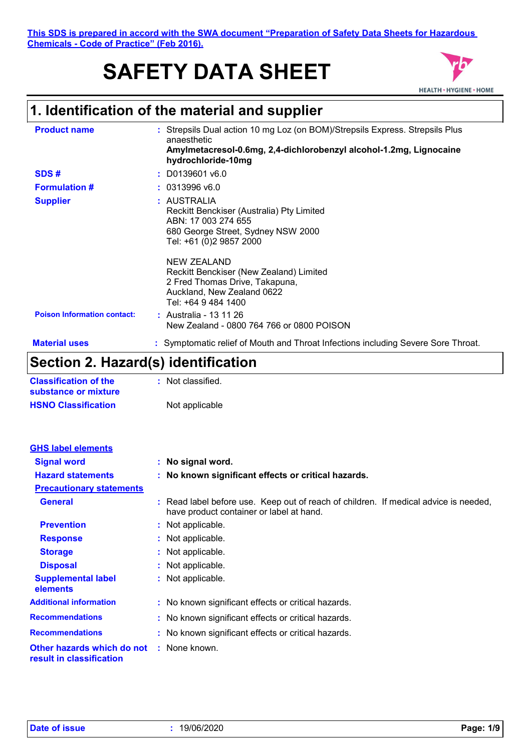This SDS is prepared in accord with the SWA document "Preparation of Safety Data Sheets for Hazardous Chemicals - Code of Practice" (Feb 2016).

# SAFETY DATA SHEET

## 1. Identification of the material and supplier

| | | |
|---|---|---|
| **Product name** | : | Strepsils Dual action 10 mg Loz (on BOM)/Strepsils Express. Strepsils Plus anaesthetic **Amylmetacresol-0.6mg, 2,4-dichlorobenzyl alcohol-1.2mg, Lignocaine hydrochloride-10mg** |
| **SDS #** | : | D0139601 v6.0 |
| **Formulation #** | : | 0313996 v6.0 |
| **Supplier** | : | AUSTRALIA<br>Reckitt Benckiser (Australia) Pty Limited<br>ABN: 17 003 274 655<br>680 George Street, Sydney NSW 2000<br>Tel: +61 (0)2 9857 2000<br><br>NEW ZEALAND<br>Reckitt Benckiser (New Zealand) Limited<br>2 Fred Thomas Drive, Takapuna,<br>Auckland, New Zealand 0622<br>Tel: +64 9 484 1400 |
| **Poison Information contact:** | : | Australia - 13 11 26<br>New Zealand - 0800 764 766 or 0800 POISON |
| **Material uses** | : | Symptomatic relief of Mouth and Throat Infections including Severe Sore Throat. |

## Section 2. Hazard(s) identification

| | | |
|---|---|---|
| **Classification of the substance or mixture** | : | Not classified. |
| **HSNO Classification** | | Not applicable |

### GHS label elements

| | | |
|---|---|---|
| **Signal word** | : | **No signal word.** |
| **Hazard statements** | : | **No known significant effects or critical hazards.** |
| **Precautionary statements** | | |
| **General** | : | Read label before use. Keep out of reach of children. If medical advice is needed, have product container or label at hand. |
| **Prevention** | : | Not applicable. |
| **Response** | : | Not applicable. |
| **Storage** | : | Not applicable. |
| **Disposal** | : | Not applicable. |
| **Supplemental label elements** | : | Not applicable. |
| **Additional information** | : | No known significant effects or critical hazards. |
| **Recommendations** | : | No known significant effects or critical hazards. |
| **Recommendations** | : | No known significant effects or critical hazards. |
| **Other hazards which do not result in classification** | : | None known. |

**Date of issue** : 19/06/2020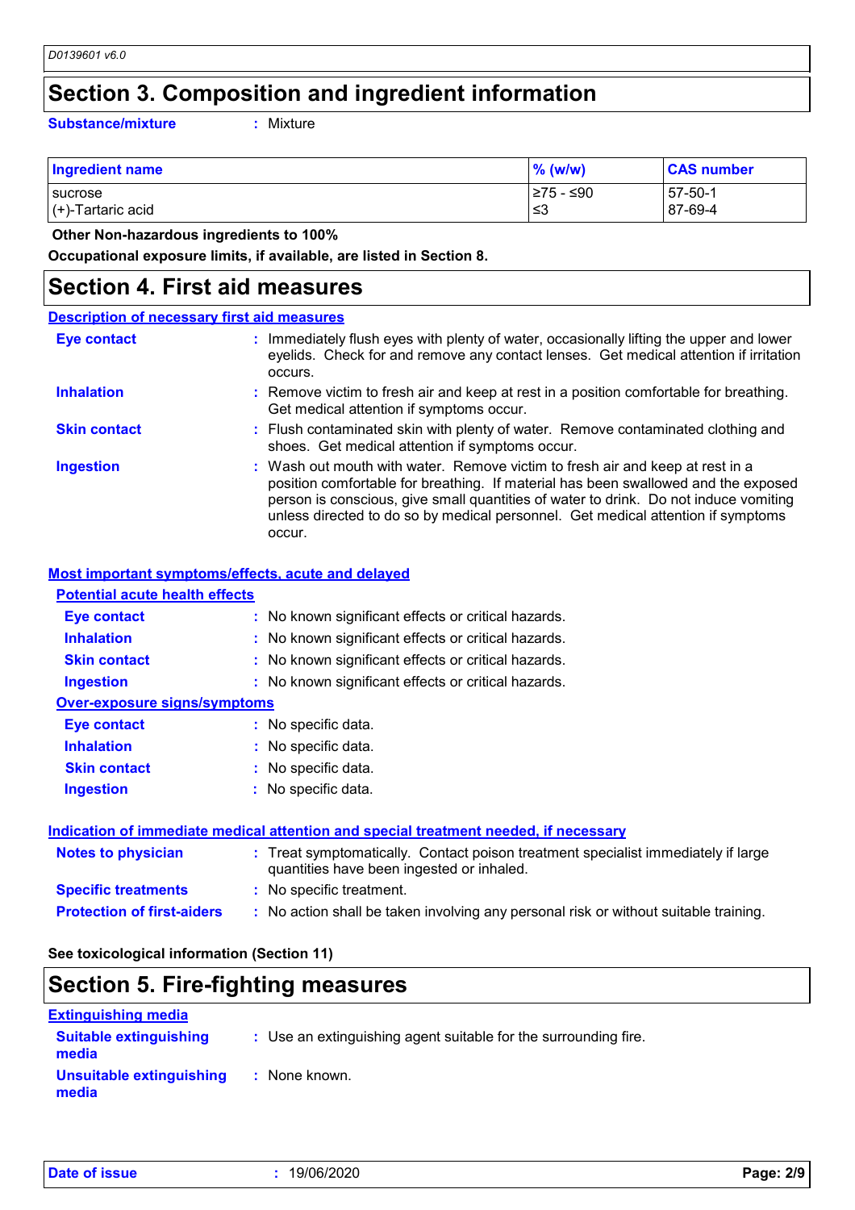D0139601 v6.0

## Section 3. Composition and ingredient information

**Substance/mixture** : Mixture

| Ingredient name | % (w/w) | CAS number |
|---|---|---|
| sucrose | ≥75 - ≤90 | 57-50-1 |
| (+)-Tartaric acid | ≤3 | 87-69-4 |

**Other Non-hazardous ingredients to 100%**

**Occupational exposure limits, if available, are listed in Section 8.**

## Section 4. First aid measures

### Description of necessary first aid measures

**Eye contact** : Immediately flush eyes with plenty of water, occasionally lifting the upper and lower eyelids. Check for and remove any contact lenses. Get medical attention if irritation occurs.

**Inhalation** : Remove victim to fresh air and keep at rest in a position comfortable for breathing. Get medical attention if symptoms occur.

**Skin contact** : Flush contaminated skin with plenty of water. Remove contaminated clothing and shoes. Get medical attention if symptoms occur.

**Ingestion** : Wash out mouth with water. Remove victim to fresh air and keep at rest in a position comfortable for breathing. If material has been swallowed and the exposed person is conscious, give small quantities of water to drink. Do not induce vomiting unless directed to do so by medical personnel. Get medical attention if symptoms occur.

### Most important symptoms/effects, acute and delayed

#### Potential acute health effects

**Eye contact** : No known significant effects or critical hazards.

**Inhalation** : No known significant effects or critical hazards.

**Skin contact** : No known significant effects or critical hazards.

**Ingestion** : No known significant effects or critical hazards.

#### Over-exposure signs/symptoms

**Eye contact** : No specific data.

**Inhalation** : No specific data.

**Skin contact** : No specific data.

**Ingestion** : No specific data.

### Indication of immediate medical attention and special treatment needed, if necessary

**Notes to physician** : Treat symptomatically. Contact poison treatment specialist immediately if large quantities have been ingested or inhaled.

**Specific treatments** : No specific treatment.

**Protection of first-aiders** : No action shall be taken involving any personal risk or without suitable training.

**See toxicological information (Section 11)**

## Section 5. Fire-fighting measures

### Extinguishing media

**Suitable extinguishing media** : Use an extinguishing agent suitable for the surrounding fire.

**Unsuitable extinguishing media** : None known.

**Date of issue** : 19/06/2020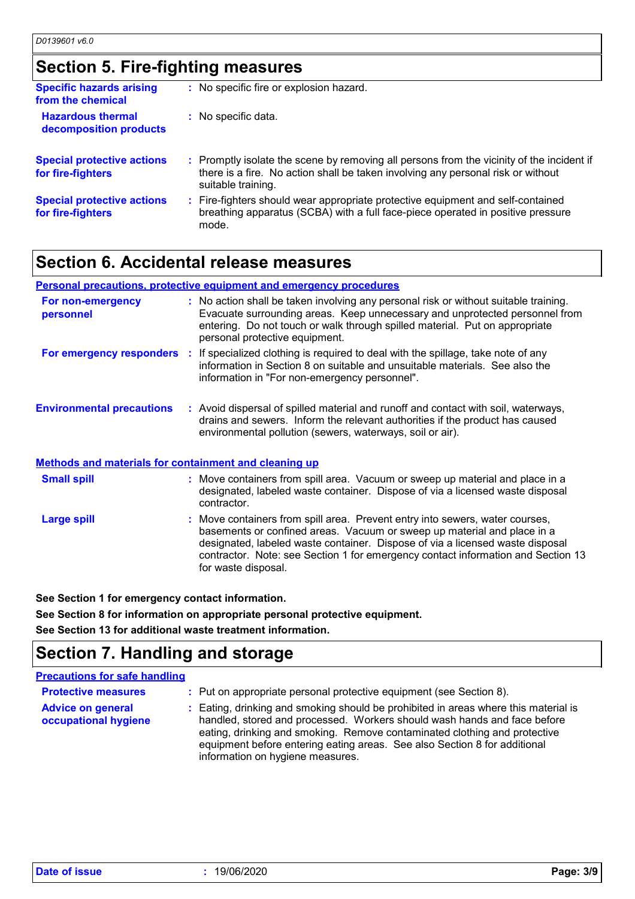## Section 5. Fire-fighting measures

**Specific hazards arising from the chemical** : No specific fire or explosion hazard.

**Hazardous thermal decomposition products** : No specific data.

**Special protective actions for fire-fighters** : Promptly isolate the scene by removing all persons from the vicinity of the incident if there is a fire. No action shall be taken involving any personal risk or without suitable training.

**Special protective actions for fire-fighters** : Fire-fighters should wear appropriate protective equipment and self-contained breathing apparatus (SCBA) with a full face-piece operated in positive pressure mode.

## Section 6. Accidental release measures

### Personal precautions, protective equipment and emergency procedures

**For non-emergency personnel** : No action shall be taken involving any personal risk or without suitable training. Evacuate surrounding areas. Keep unnecessary and unprotected personnel from entering. Do not touch or walk through spilled material. Put on appropriate personal protective equipment.

**For emergency responders** : If specialized clothing is required to deal with the spillage, take note of any information in Section 8 on suitable and unsuitable materials. See also the information in "For non-emergency personnel".

**Environmental precautions** : Avoid dispersal of spilled material and runoff and contact with soil, waterways, drains and sewers. Inform the relevant authorities if the product has caused environmental pollution (sewers, waterways, soil or air).

### Methods and materials for containment and cleaning up

**Small spill** : Move containers from spill area. Vacuum or sweep up material and place in a designated, labeled waste container. Dispose of via a licensed waste disposal contractor.

**Large spill** : Move containers from spill area. Prevent entry into sewers, water courses, basements or confined areas. Vacuum or sweep up material and place in a designated, labeled waste container. Dispose of via a licensed waste disposal contractor. Note: see Section 1 for emergency contact information and Section 13 for waste disposal.

**See Section 1 for emergency contact information.**

**See Section 8 for information on appropriate personal protective equipment.**

**See Section 13 for additional waste treatment information.**

## Section 7. Handling and storage

### Precautions for safe handling

**Protective measures** : Put on appropriate personal protective equipment (see Section 8).

**Advice on general occupational hygiene** : Eating, drinking and smoking should be prohibited in areas where this material is handled, stored and processed. Workers should wash hands and face before eating, drinking and smoking. Remove contaminated clothing and protective equipment before entering eating areas. See also Section 8 for additional information on hygiene measures.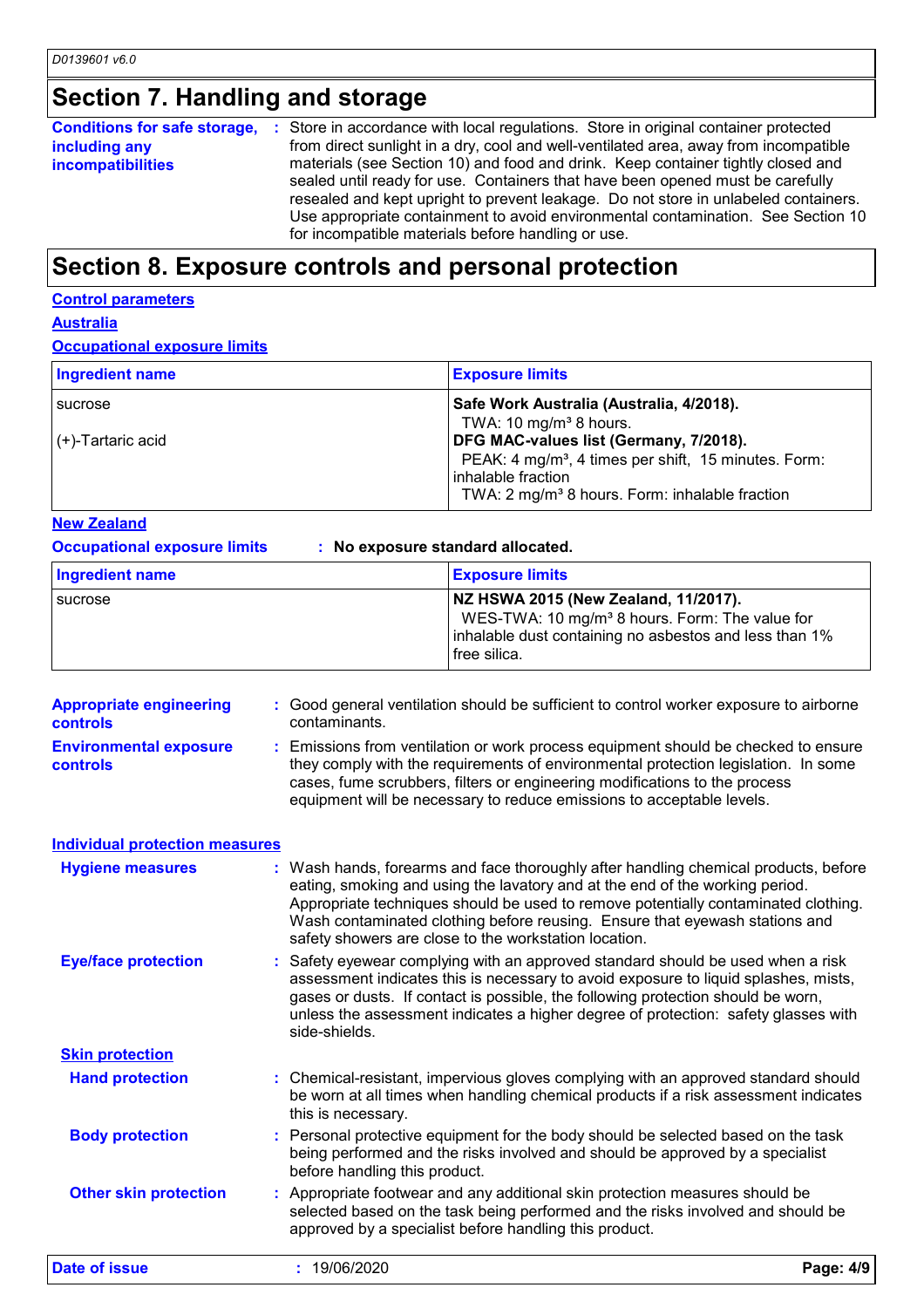## Section 7. Handling and storage

**Conditions for safe storage, including any incompatibilities** : Store in accordance with local regulations. Store in original container protected from direct sunlight in a dry, cool and well-ventilated area, away from incompatible materials (see Section 10) and food and drink. Keep container tightly closed and sealed until ready for use. Containers that have been opened must be carefully resealed and kept upright to prevent leakage. Do not store in unlabeled containers. Use appropriate containment to avoid environmental contamination. See Section 10 for incompatible materials before handling or use.

## Section 8. Exposure controls and personal protection

**Control parameters**

**Australia**

**Occupational exposure limits**

| Ingredient name | Exposure limits |
|---|---|
| sucrose | **Safe Work Australia (Australia, 4/2018).**<br>TWA: 10 mg/m³ 8 hours. |
| (+)-Tartaric acid | **DFG MAC-values list (Germany, 7/2018).**<br>PEAK: 4 mg/m³, 4 times per shift, 15 minutes. Form: inhalable fraction<br>TWA: 2 mg/m³ 8 hours. Form: inhalable fraction |

**New Zealand**

**Occupational exposure limits** : **No exposure standard allocated.**

| Ingredient name | Exposure limits |
|---|---|
| sucrose | **NZ HSWA 2015 (New Zealand, 11/2017).**<br>WES-TWA: 10 mg/m³ 8 hours. Form: The value for inhalable dust containing no asbestos and less than 1% free silica. |

**Appropriate engineering controls** : Good general ventilation should be sufficient to control worker exposure to airborne contaminants.

**Environmental exposure controls** : Emissions from ventilation or work process equipment should be checked to ensure they comply with the requirements of environmental protection legislation. In some cases, fume scrubbers, filters or engineering modifications to the process equipment will be necessary to reduce emissions to acceptable levels.

**Individual protection measures**

**Hygiene measures** : Wash hands, forearms and face thoroughly after handling chemical products, before eating, smoking and using the lavatory and at the end of the working period. Appropriate techniques should be used to remove potentially contaminated clothing. Wash contaminated clothing before reusing. Ensure that eyewash stations and safety showers are close to the workstation location.

**Eye/face protection** : Safety eyewear complying with an approved standard should be used when a risk assessment indicates this is necessary to avoid exposure to liquid splashes, mists, gases or dusts. If contact is possible, the following protection should be worn, unless the assessment indicates a higher degree of protection: safety glasses with side-shields.

**Skin protection**

**Hand protection** : Chemical-resistant, impervious gloves complying with an approved standard should be worn at all times when handling chemical products if a risk assessment indicates this is necessary.

**Body protection** : Personal protective equipment for the body should be selected based on the task being performed and the risks involved and should be approved by a specialist before handling this product.

**Other skin protection** : Appropriate footwear and any additional skin protection measures should be selected based on the task being performed and the risks involved and should be approved by a specialist before handling this product.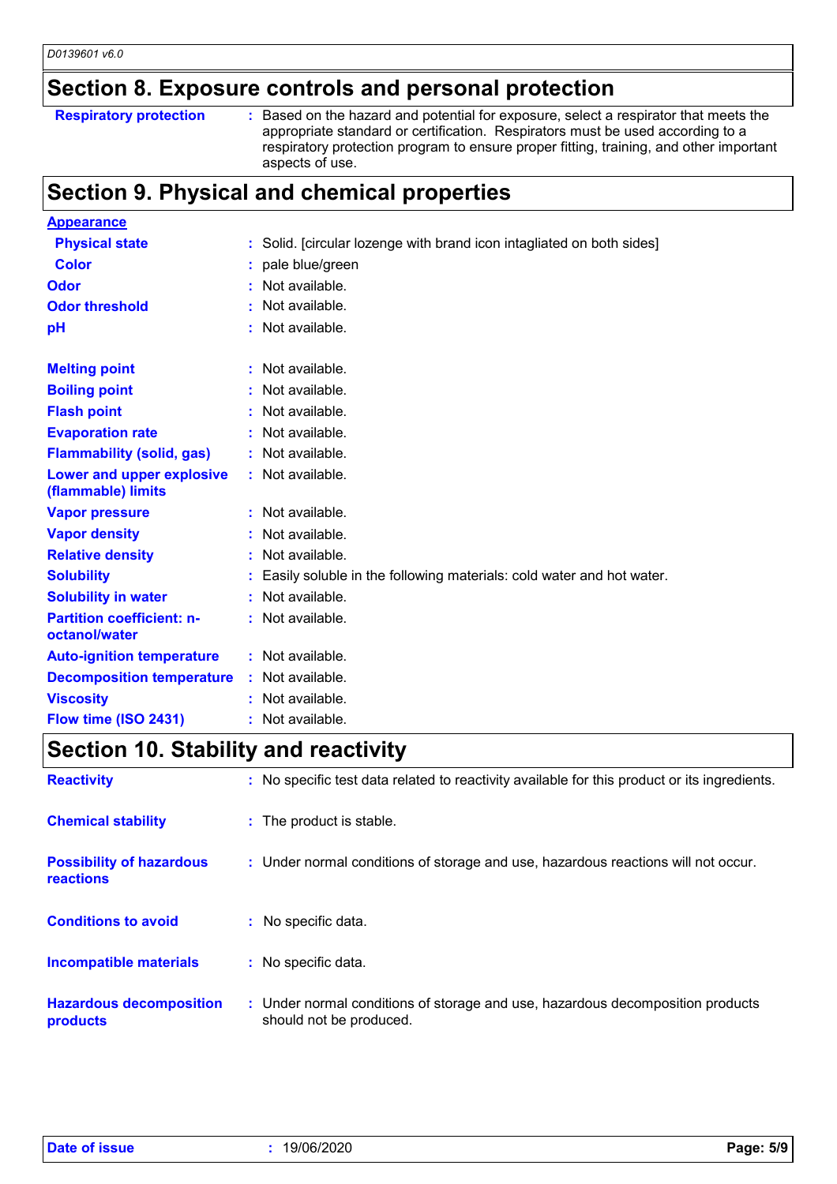## Section 8. Exposure controls and personal protection

| | | |
|---|---|---|
| **Respiratory protection** | : | Based on the hazard and potential for exposure, select a respirator that meets the appropriate standard or certification. Respirators must be used according to a respiratory protection program to ensure proper fitting, training, and other important aspects of use. |

## Section 9. Physical and chemical properties

| | | |
|---|---|---|
| **Appearance** | | |
| **Physical state** | : | Solid. [circular lozenge with brand icon intagliated on both sides] |
| **Color** | : | pale blue/green |
| **Odor** | : | Not available. |
| **Odor threshold** | : | Not available. |
| **pH** | : | Not available. |
| **Melting point** | : | Not available. |
| **Boiling point** | : | Not available. |
| **Flash point** | : | Not available. |
| **Evaporation rate** | : | Not available. |
| **Flammability (solid, gas)** | : | Not available. |
| **Lower and upper explosive (flammable) limits** | : | Not available. |
| **Vapor pressure** | : | Not available. |
| **Vapor density** | : | Not available. |
| **Relative density** | : | Not available. |
| **Solubility** | : | Easily soluble in the following materials: cold water and hot water. |
| **Solubility in water** | : | Not available. |
| **Partition coefficient: n-octanol/water** | : | Not available. |
| **Auto-ignition temperature** | : | Not available. |
| **Decomposition temperature** | : | Not available. |
| **Viscosity** | : | Not available. |
| **Flow time (ISO 2431)** | : | Not available. |

## Section 10. Stability and reactivity

| | | |
|---|---|---|
| **Reactivity** | : | No specific test data related to reactivity available for this product or its ingredients. |
| **Chemical stability** | : | The product is stable. |
| **Possibility of hazardous reactions** | : | Under normal conditions of storage and use, hazardous reactions will not occur. |
| **Conditions to avoid** | : | No specific data. |
| **Incompatible materials** | : | No specific data. |
| **Hazardous decomposition products** | : | Under normal conditions of storage and use, hazardous decomposition products should not be produced. |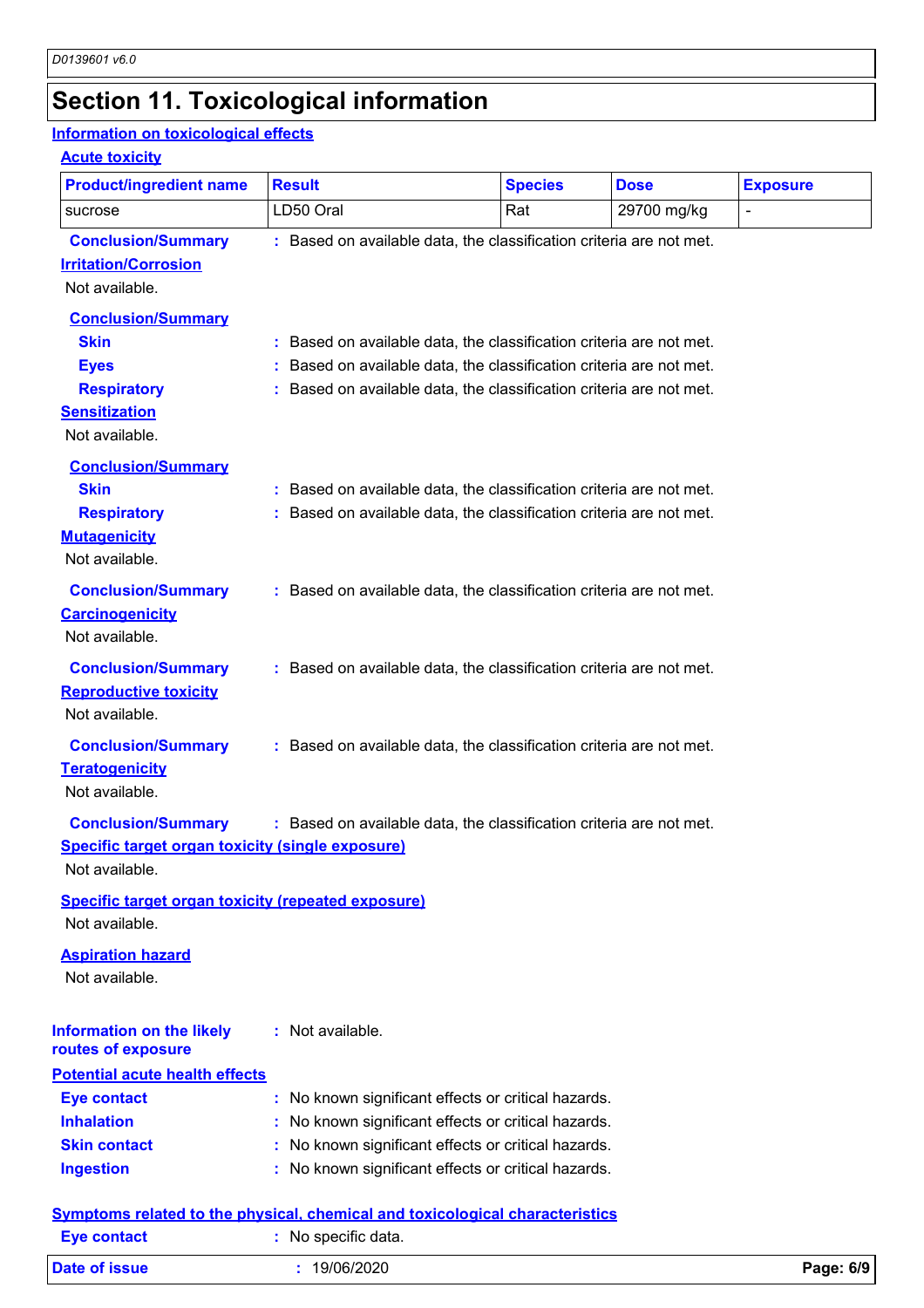# Section 11. Toxicological information

## Information on toxicological effects

### Acute toxicity

| Product/ingredient name | Result | Species | Dose | Exposure |
|---|---|---|---|---|
| sucrose | LD50 Oral | Rat | 29700 mg/kg | - |

**Conclusion/Summary** : Based on available data, the classification criteria are not met.

### Irritation/Corrosion

Not available.

**Conclusion/Summary**

**Skin** : Based on available data, the classification criteria are not met.

**Eyes** : Based on available data, the classification criteria are not met.

**Respiratory** : Based on available data, the classification criteria are not met.

### Sensitization

Not available.

**Conclusion/Summary**

**Skin** : Based on available data, the classification criteria are not met.

**Respiratory** : Based on available data, the classification criteria are not met.

### Mutagenicity

Not available.

**Conclusion/Summary** : Based on available data, the classification criteria are not met.

### Carcinogenicity

Not available.

**Conclusion/Summary** : Based on available data, the classification criteria are not met.

### Reproductive toxicity

Not available.

**Conclusion/Summary** : Based on available data, the classification criteria are not met.

### Teratogenicity

Not available.

**Conclusion/Summary** : Based on available data, the classification criteria are not met.

### Specific target organ toxicity (single exposure)

Not available.

### Specific target organ toxicity (repeated exposure)

Not available.

### Aspiration hazard

Not available.

**Information on the likely routes of exposure** : Not available.

### Potential acute health effects

**Eye contact** : No known significant effects or critical hazards.

**Inhalation** : No known significant effects or critical hazards.

**Skin contact** : No known significant effects or critical hazards.

**Ingestion** : No known significant effects or critical hazards.

### Symptoms related to the physical, chemical and toxicological characteristics

**Eye contact** : No specific data.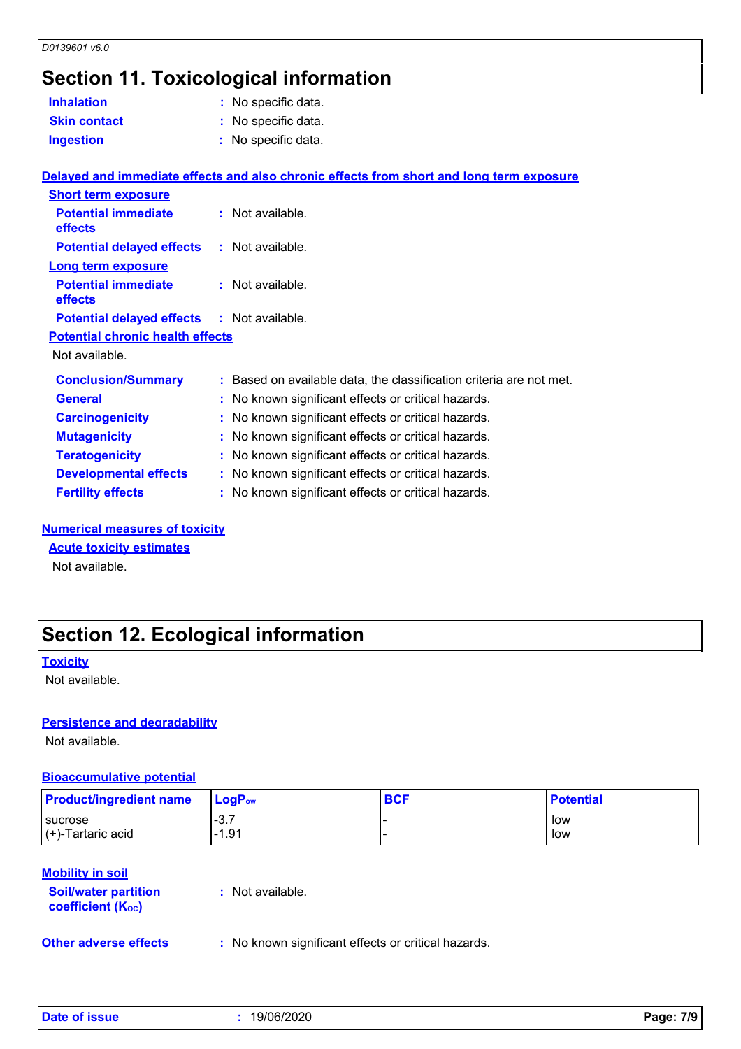# Section 11. Toxicological information

**Inhalation** : No specific data.

**Skin contact** : No specific data.

**Ingestion** : No specific data.

## Delayed and immediate effects and also chronic effects from short and long term exposure

### Short term exposure

**Potential immediate effects** : Not available.

**Potential delayed effects** : Not available.

### Long term exposure

**Potential immediate effects** : Not available.

**Potential delayed effects** : Not available.

### Potential chronic health effects

Not available.

**Conclusion/Summary** : Based on available data, the classification criteria are not met.

**General** : No known significant effects or critical hazards.

**Carcinogenicity** : No known significant effects or critical hazards.

**Mutagenicity** : No known significant effects or critical hazards.

**Teratogenicity** : No known significant effects or critical hazards.

**Developmental effects** : No known significant effects or critical hazards.

**Fertility effects** : No known significant effects or critical hazards.

## Numerical measures of toxicity

### Acute toxicity estimates

Not available.

# Section 12. Ecological information

## Toxicity

Not available.

## Persistence and degradability

Not available.

## Bioaccumulative potential

| Product/ingredient name | $LogP_{ow}$ | BCF | Potential |
|---|---|---|---|
| sucrose | -3.7 | - | low |
| (+)-Tartaric acid | -1.91 | - | low |

## Mobility in soil

**Soil/water partition coefficient ($K_{OC}$)** : Not available.

**Other adverse effects** : No known significant effects or critical hazards.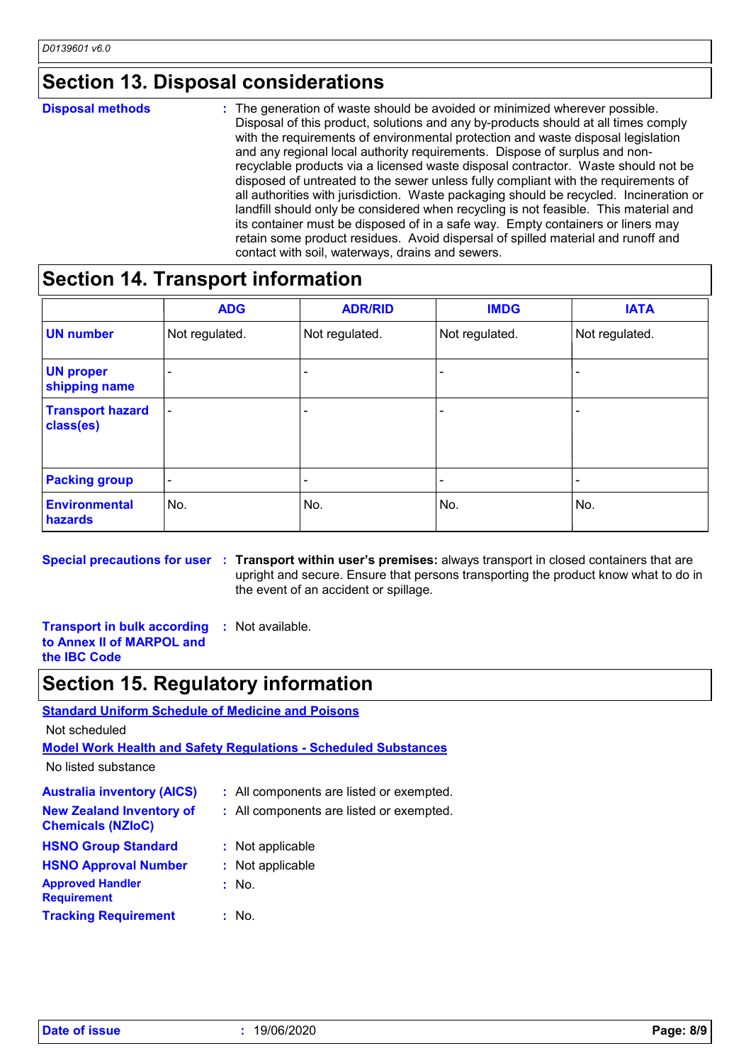## Section 13. Disposal considerations

**Disposal methods** : The generation of waste should be avoided or minimized wherever possible. Disposal of this product, solutions and any by-products should at all times comply with the requirements of environmental protection and waste disposal legislation and any regional local authority requirements. Dispose of surplus and non-recyclable products via a licensed waste disposal contractor. Waste should not be disposed of untreated to the sewer unless fully compliant with the requirements of all authorities with jurisdiction. Waste packaging should be recycled. Incineration or landfill should only be considered when recycling is not feasible. This material and its container must be disposed of in a safe way. Empty containers or liners may retain some product residues. Avoid dispersal of spilled material and runoff and contact with soil, waterways, drains and sewers.

## Section 14. Transport information

| | ADG | ADR/RID | IMDG | IATA |
|---|---|---|---|---|
| **UN number** | Not regulated. | Not regulated. | Not regulated. | Not regulated. |
| **UN proper shipping name** | - | - | - | - |
| **Transport hazard class(es)** | - | - | - | - |
| **Packing group** | - | - | - | - |
| **Environmental hazards** | No. | No. | No. | No. |

**Special precautions for user** : **Transport within user's premises:** always transport in closed containers that are upright and secure. Ensure that persons transporting the product know what to do in the event of an accident or spillage.

**Transport in bulk according to Annex II of MARPOL and the IBC Code** : Not available.

## Section 15. Regulatory information

**Standard Uniform Schedule of Medicine and Poisons**

Not scheduled

**Model Work Health and Safety Regulations - Scheduled Substances**

No listed substance

**Australia inventory (AICS)** : All components are listed or exempted.

**New Zealand Inventory of Chemicals (NZIoC)** : All components are listed or exempted.

**HSNO Group Standard** : Not applicable

**HSNO Approval Number** : Not applicable

**Approved Handler Requirement** : No.

**Tracking Requirement** : No.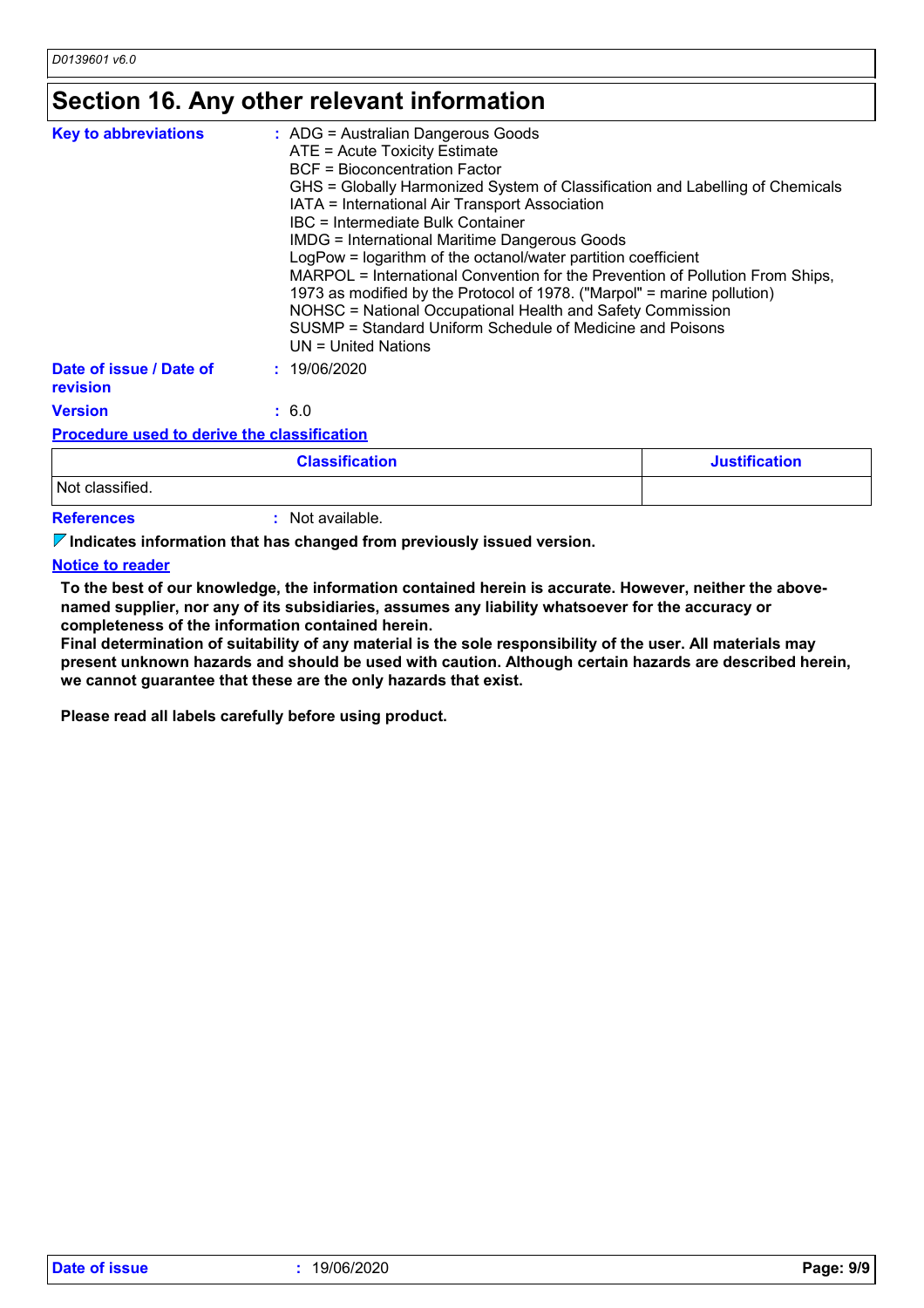## Section 16. Any other relevant information

**Key to abbreviations** : ADG = Australian Dangerous Goods
ATE = Acute Toxicity Estimate
BCF = Bioconcentration Factor
GHS = Globally Harmonized System of Classification and Labelling of Chemicals
IATA = International Air Transport Association
IBC = Intermediate Bulk Container
IMDG = International Maritime Dangerous Goods
LogPow = logarithm of the octanol/water partition coefficient
MARPOL = International Convention for the Prevention of Pollution From Ships, 1973 as modified by the Protocol of 1978. ("Marpol" = marine pollution)
NOHSC = National Occupational Health and Safety Commission
SUSMP = Standard Uniform Schedule of Medicine and Poisons
UN = United Nations

**Date of issue / Date of revision** : 19/06/2020

**Version** : 6.0

**Procedure used to derive the classification**

| Classification | Justification |
|---|---|
| Not classified. | |

**References** : Not available.

**Indicates information that has changed from previously issued version.**

**Notice to reader**

**To the best of our knowledge, the information contained herein is accurate. However, neither the above-named supplier, nor any of its subsidiaries, assumes any liability whatsoever for the accuracy or completeness of the information contained herein.**
**Final determination of suitability of any material is the sole responsibility of the user. All materials may present unknown hazards and should be used with caution. Although certain hazards are described herein, we cannot guarantee that these are the only hazards that exist.**

**Please read all labels carefully before using product.**